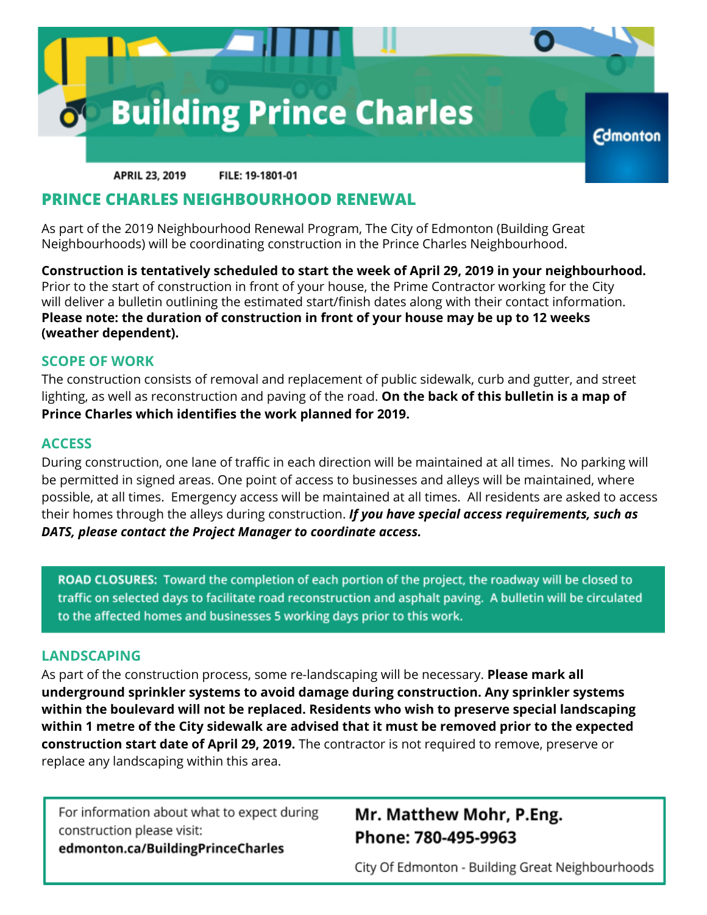# Building Prince Charles

Edmonton

**APRIL 23, 2019** **FILE: 19-1801-01**

## PRINCE CHARLES NEIGHBOURHOOD RENEWAL

As part of the 2019 Neighbourhood Renewal Program, The City of Edmonton (Building Great Neighbourhoods) will be coordinating construction in the Prince Charles Neighbourhood.

**Construction is tentatively scheduled to start the week of April 29, 2019 in your neighbourhood.** Prior to the start of construction in front of your house, the Prime Contractor working for the City will deliver a bulletin outlining the estimated start/finish dates along with their contact information. **Please note: the duration of construction in front of your house may be up to 12 weeks (weather dependent).**

### SCOPE OF WORK

The construction consists of removal and replacement of public sidewalk, curb and gutter, and street lighting, as well as reconstruction and paving of the road. **On the back of this bulletin is a map of Prince Charles which identifies the work planned for 2019.**

### ACCESS

During construction, one lane of traffic in each direction will be maintained at all times. No parking will be permitted in signed areas. One point of access to businesses and alleys will be maintained, where possible, at all times. Emergency access will be maintained at all times. All residents are asked to access their homes through the alleys during construction. ***If you have special access requirements, such as DATS, please contact the Project Manager to coordinate access.***

**ROAD CLOSURES:** Toward the completion of each portion of the project, the roadway will be closed to traffic on selected days to facilitate road reconstruction and asphalt paving. A bulletin will be circulated to the affected homes and businesses 5 working days prior to this work.

### LANDSCAPING

As part of the construction process, some re-landscaping will be necessary. **Please mark all underground sprinkler systems to avoid damage during construction. Any sprinkler systems within the boulevard will not be replaced. Residents who wish to preserve special landscaping within 1 metre of the City sidewalk are advised that it must be removed prior to the expected construction start date of April 29, 2019.** The contractor is not required to remove, preserve or replace any landscaping within this area.

For information about what to expect during construction please visit:
**edmonton.ca/BuildingPrinceCharles**

**Mr. Matthew Mohr, P.Eng.**
**Phone: 780-495-9963**

City Of Edmonton - Building Great Neighbourhoods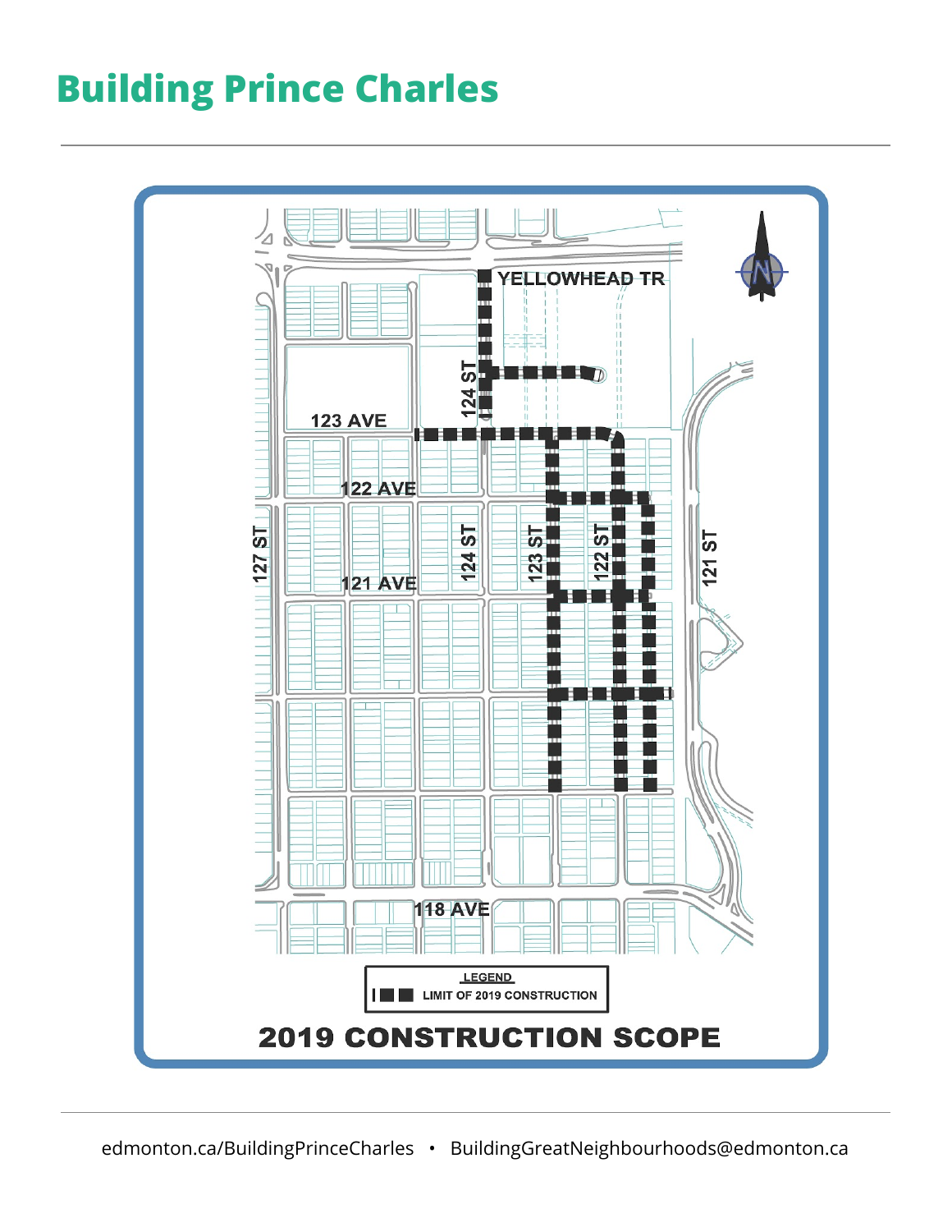# Building Prince Charles

YELLOWHEAD TR

124 ST

123 AVE

122 AVE

127 ST

121 AVE

124 ST

123 ST

122 ST

121 ST

118 AVE

LEGEND

LIMIT OF 2019 CONSTRUCTION

2019 CONSTRUCTION SCOPE

edmonton.ca/BuildingPrinceCharles • BuildingGreatNeighbourhoods@edmonton.ca